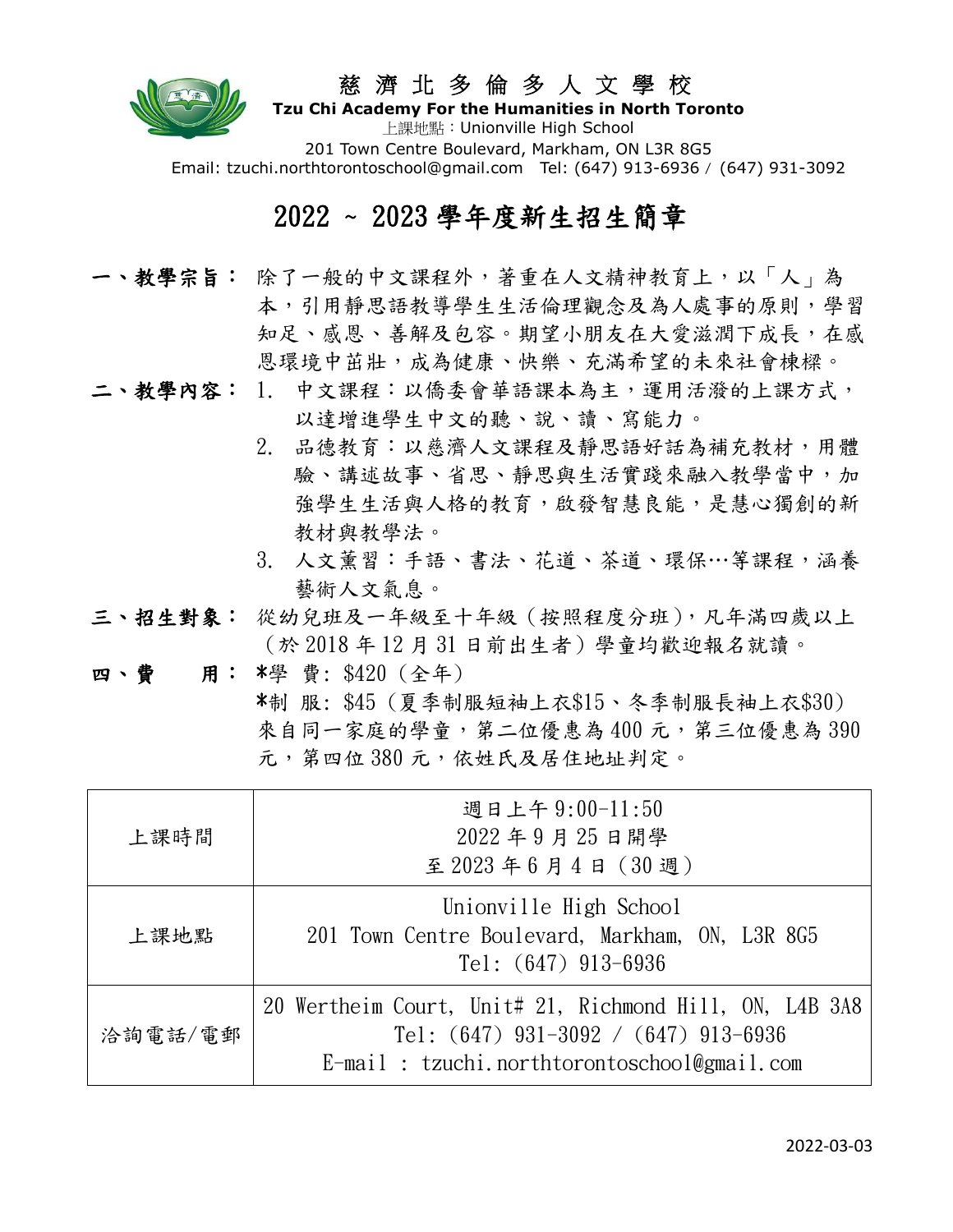# 慈濟北多倫多人文學校

**Tzu Chi Academy For the Humanities in North Toronto**

上課地點：Unionville High School

201 Town Centre Boulevard, Markham, ON L3R 8G5

Email: tzuchi.northtorontoschool@gmail.com Tel: (647) 913-6936 / (647) 931-3092

## 2022 ~ 2023 學年度新生招生簡章

**一、教學宗旨：** 除了一般的中文課程外，著重在人文精神教育上，以「人」為本，引用靜思語教導學生生活倫理觀念及為人處事的原則，學習知足、感恩、善解及包容。期望小朋友在大愛滋潤下成長，在感恩環境中茁壯，成為健康、快樂、充滿希望的未來社會棟樑。

**二、教學內容：**

1. 中文課程：以僑委會華語課本為主，運用活潑的上課方式，以達增進學生中文的聽、說、讀、寫能力。
2. 品德教育：以慈濟人文課程及靜思語好話為補充教材，用體驗、講述故事、省思、靜思與生活實踐來融入教學當中，加強學生生活與人格的教育，啟發智慧良能，是慧心獨創的新教材與教學法。
3. 人文薰習：手語、書法、花道、茶道、環保…等課程，涵養藝術人文氣息。

**三、招生對象：** 從幼兒班及一年級至十年級（按照程度分班），凡年滿四歲以上（於 2018 年 12 月 31 日前出生者）學童均歡迎報名就讀。

**四、費　　用：** *學 費: $420（全年）

*制 服: $45（夏季制服短袖上衣$15、冬季制服長袖上衣$30）

來自同一家庭的學童，第二位優惠為 400 元，第三位優惠為 390 元，第四位 380 元，依姓氏及居住地址判定。

| | |
|---|---|
| 上課時間 | 週日上午 9:00-11:50<br>2022 年 9 月 25 日開學<br>至 2023 年 6 月 4 日（30 週） |
| 上課地點 | Unionville High School<br>201 Town Centre Boulevard, Markham, ON, L3R 8G5<br>Tel: (647) 913-6936 |
| 洽詢電話/電郵 | 20 Wertheim Court, Unit# 21, Richmond Hill, ON, L4B 3A8<br>Tel: (647) 931-3092 / (647) 913-6936<br>E-mail : tzuchi.northtorontoschool@gmail.com |

2022-03-03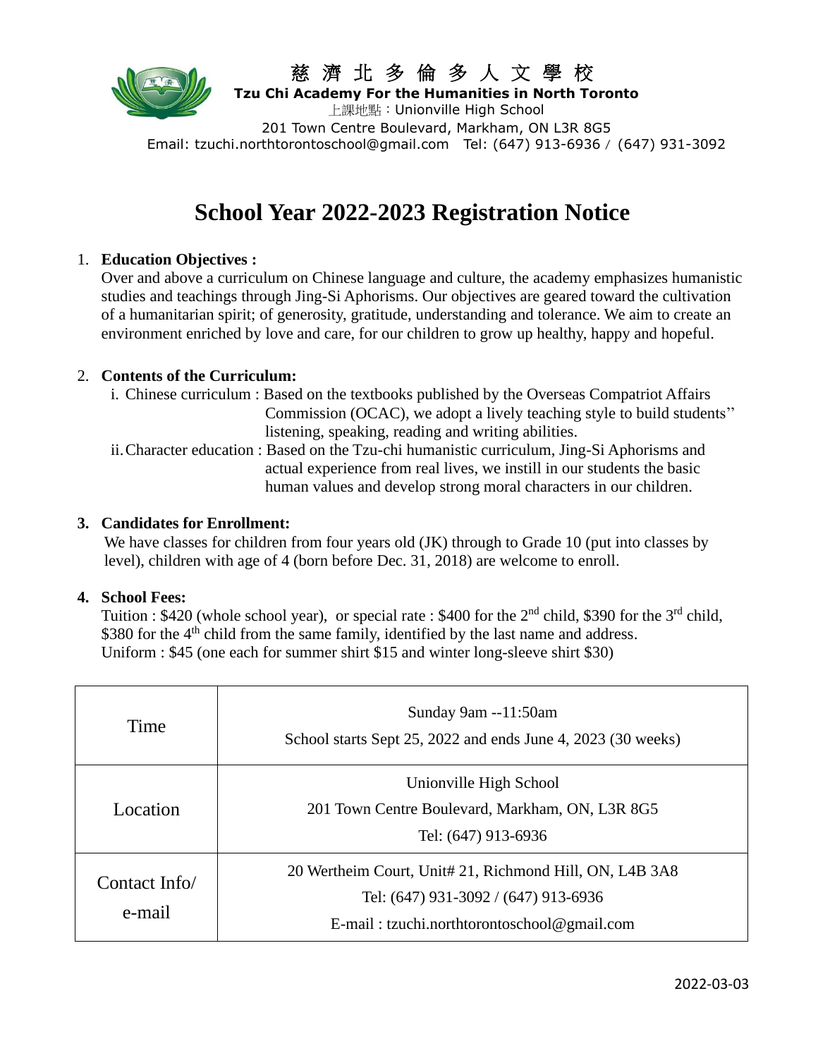慈濟北多倫多人文學校

**Tzu Chi Academy For the Humanities in North Toronto**

上課地點：Unionville High School

201 Town Centre Boulevard, Markham, ON L3R 8G5

Email: tzuchi.northtorontoschool@gmail.com Tel: (647) 913-6936 / (647) 931-3092

# School Year 2022-2023 Registration Notice

1. **Education Objectives :**
   Over and above a curriculum on Chinese language and culture, the academy emphasizes humanistic studies and teachings through Jing-Si Aphorisms. Our objectives are geared toward the cultivation of a humanitarian spirit; of generosity, gratitude, understanding and tolerance. We aim to create an environment enriched by love and care, for our children to grow up healthy, happy and hopeful.

2. **Contents of the Curriculum:**
   i. Chinese curriculum : Based on the textbooks published by the Overseas Compatriot Affairs Commission (OCAC), we adopt a lively teaching style to build students'' listening, speaking, reading and writing abilities.
   ii. Character education : Based on the Tzu-chi humanistic curriculum, Jing-Si Aphorisms and actual experience from real lives, we instill in our students the basic human values and develop strong moral characters in our children.

3. **Candidates for Enrollment:**
   We have classes for children from four years old (JK) through to Grade 10 (put into classes by level), children with age of 4 (born before Dec. 31, 2018) are welcome to enroll.

4. **School Fees:**
   Tuition : $420 (whole school year), or special rate : $400 for the 2nd child, $390 for the 3rd child, $380 for the 4th child from the same family, identified by the last name and address.
   Uniform : $45 (one each for summer shirt $15 and winter long-sleeve shirt $30)

| | |
|---|---|
| Time | Sunday 9am --11:50am<br>School starts Sept 25, 2022 and ends June 4, 2023 (30 weeks) |
| Location | Unionville High School<br>201 Town Centre Boulevard, Markham, ON, L3R 8G5<br>Tel: (647) 913-6936 |
| Contact Info/ e-mail | 20 Wertheim Court, Unit# 21, Richmond Hill, ON, L4B 3A8<br>Tel: (647) 931-3092 / (647) 913-6936<br>E-mail : tzuchi.northtorontoschool@gmail.com |

2022-03-03